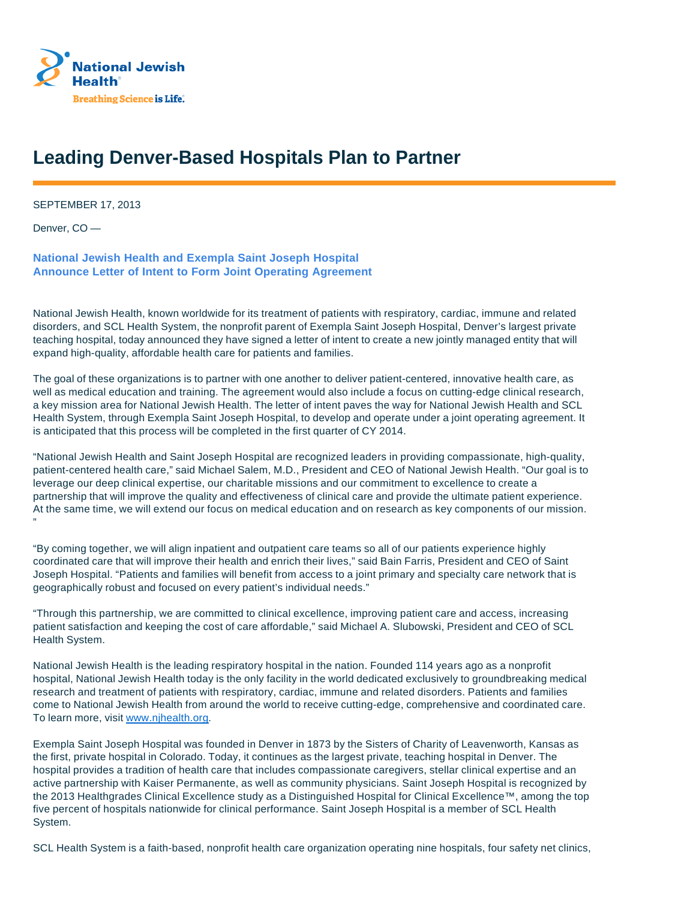National Jewish Health

Breathing Science is Life.

# Leading Denver-Based Hospitals Plan to Partner

SEPTEMBER 17, 2013

Denver, CO —

**National Jewish Health and Exempla Saint Joseph Hospital Announce Letter of Intent to Form Joint Operating Agreement**

National Jewish Health, known worldwide for its treatment of patients with respiratory, cardiac, immune and related disorders, and SCL Health System, the nonprofit parent of Exempla Saint Joseph Hospital, Denver's largest private teaching hospital, today announced they have signed a letter of intent to create a new jointly managed entity that will expand high-quality, affordable health care for patients and families.

The goal of these organizations is to partner with one another to deliver patient-centered, innovative health care, as well as medical education and training. The agreement would also include a focus on cutting-edge clinical research, a key mission area for National Jewish Health. The letter of intent paves the way for National Jewish Health and SCL Health System, through Exempla Saint Joseph Hospital, to develop and operate under a joint operating agreement. It is anticipated that this process will be completed in the first quarter of CY 2014.

"National Jewish Health and Saint Joseph Hospital are recognized leaders in providing compassionate, high-quality, patient-centered health care," said Michael Salem, M.D., President and CEO of National Jewish Health. "Our goal is to leverage our deep clinical expertise, our charitable missions and our commitment to excellence to create a partnership that will improve the quality and effectiveness of clinical care and provide the ultimate patient experience. At the same time, we will extend our focus on medical education and on research as key components of our mission. "

"By coming together, we will align inpatient and outpatient care teams so all of our patients experience highly coordinated care that will improve their health and enrich their lives," said Bain Farris, President and CEO of Saint Joseph Hospital. "Patients and families will benefit from access to a joint primary and specialty care network that is geographically robust and focused on every patient's individual needs."

"Through this partnership, we are committed to clinical excellence, improving patient care and access, increasing patient satisfaction and keeping the cost of care affordable," said Michael A. Slubowski, President and CEO of SCL Health System.

National Jewish Health is the leading respiratory hospital in the nation. Founded 114 years ago as a nonprofit hospital, National Jewish Health today is the only facility in the world dedicated exclusively to groundbreaking medical research and treatment of patients with respiratory, cardiac, immune and related disorders. Patients and families come to National Jewish Health from around the world to receive cutting-edge, comprehensive and coordinated care. To learn more, visit [www.njhealth.org](www.njhealth.org).

Exempla Saint Joseph Hospital was founded in Denver in 1873 by the Sisters of Charity of Leavenworth, Kansas as the first, private hospital in Colorado. Today, it continues as the largest private, teaching hospital in Denver. The hospital provides a tradition of health care that includes compassionate caregivers, stellar clinical expertise and an active partnership with Kaiser Permanente, as well as community physicians. Saint Joseph Hospital is recognized by the 2013 Healthgrades Clinical Excellence study as a Distinguished Hospital for Clinical Excellence™, among the top five percent of hospitals nationwide for clinical performance. Saint Joseph Hospital is a member of SCL Health System.

SCL Health System is a faith-based, nonprofit health care organization operating nine hospitals, four safety net clinics,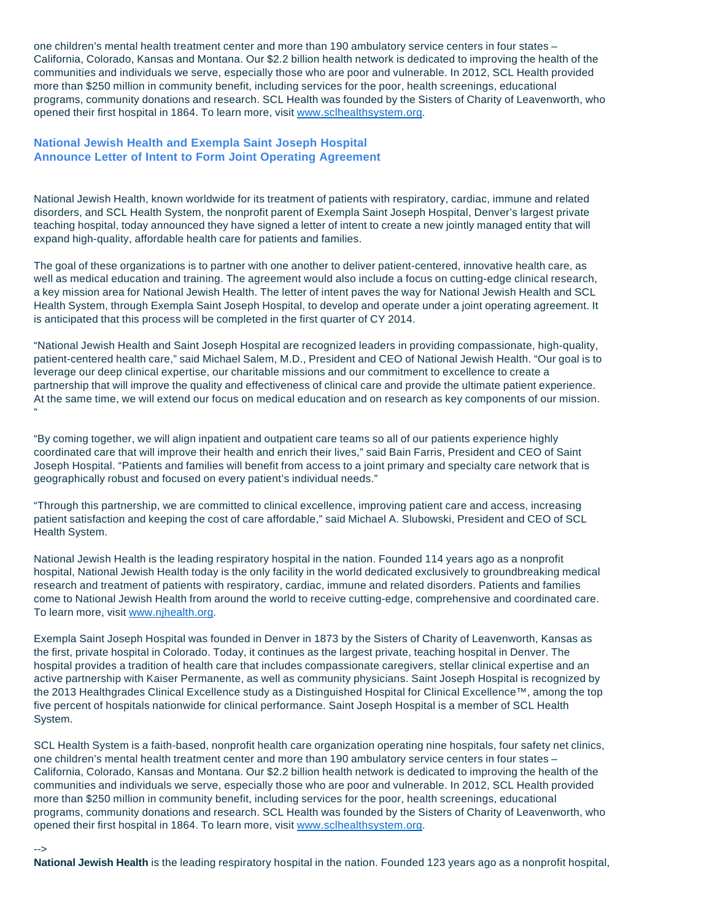one children's mental health treatment center and more than 190 ambulatory service centers in four states – California, Colorado, Kansas and Montana. Our $2.2 billion health network is dedicated to improving the health of the communities and individuals we serve, especially those who are poor and vulnerable. In 2012, SCL Health provided more than $250 million in community benefit, including services for the poor, health screenings, educational programs, community donations and research. SCL Health was founded by the Sisters of Charity of Leavenworth, who opened their first hospital in 1864. To learn more, visit www.sclhealthsystem.org.

## National Jewish Health and Exempla Saint Joseph Hospital Announce Letter of Intent to Form Joint Operating Agreement

National Jewish Health, known worldwide for its treatment of patients with respiratory, cardiac, immune and related disorders, and SCL Health System, the nonprofit parent of Exempla Saint Joseph Hospital, Denver's largest private teaching hospital, today announced they have signed a letter of intent to create a new jointly managed entity that will expand high-quality, affordable health care for patients and families.

The goal of these organizations is to partner with one another to deliver patient-centered, innovative health care, as well as medical education and training. The agreement would also include a focus on cutting-edge clinical research, a key mission area for National Jewish Health. The letter of intent paves the way for National Jewish Health and SCL Health System, through Exempla Saint Joseph Hospital, to develop and operate under a joint operating agreement. It is anticipated that this process will be completed in the first quarter of CY 2014.

"National Jewish Health and Saint Joseph Hospital are recognized leaders in providing compassionate, high-quality, patient-centered health care," said Michael Salem, M.D., President and CEO of National Jewish Health. "Our goal is to leverage our deep clinical expertise, our charitable missions and our commitment to excellence to create a partnership that will improve the quality and effectiveness of clinical care and provide the ultimate patient experience. At the same time, we will extend our focus on medical education and on research as key components of our mission. "

"By coming together, we will align inpatient and outpatient care teams so all of our patients experience highly coordinated care that will improve their health and enrich their lives," said Bain Farris, President and CEO of Saint Joseph Hospital. "Patients and families will benefit from access to a joint primary and specialty care network that is geographically robust and focused on every patient's individual needs."

"Through this partnership, we are committed to clinical excellence, improving patient care and access, increasing patient satisfaction and keeping the cost of care affordable," said Michael A. Slubowski, President and CEO of SCL Health System.

National Jewish Health is the leading respiratory hospital in the nation. Founded 114 years ago as a nonprofit hospital, National Jewish Health today is the only facility in the world dedicated exclusively to groundbreaking medical research and treatment of patients with respiratory, cardiac, immune and related disorders. Patients and families come to National Jewish Health from around the world to receive cutting-edge, comprehensive and coordinated care. To learn more, visit www.njhealth.org.

Exempla Saint Joseph Hospital was founded in Denver in 1873 by the Sisters of Charity of Leavenworth, Kansas as the first, private hospital in Colorado. Today, it continues as the largest private, teaching hospital in Denver. The hospital provides a tradition of health care that includes compassionate caregivers, stellar clinical expertise and an active partnership with Kaiser Permanente, as well as community physicians. Saint Joseph Hospital is recognized by the 2013 Healthgrades Clinical Excellence study as a Distinguished Hospital for Clinical Excellence™, among the top five percent of hospitals nationwide for clinical performance. Saint Joseph Hospital is a member of SCL Health System.

SCL Health System is a faith-based, nonprofit health care organization operating nine hospitals, four safety net clinics, one children's mental health treatment center and more than 190 ambulatory service centers in four states – California, Colorado, Kansas and Montana. Our $2.2 billion health network is dedicated to improving the health of the communities and individuals we serve, especially those who are poor and vulnerable. In 2012, SCL Health provided more than $250 million in community benefit, including services for the poor, health screenings, educational programs, community donations and research. SCL Health was founded by the Sisters of Charity of Leavenworth, who opened their first hospital in 1864. To learn more, visit www.sclhealthsystem.org.

-->

**National Jewish Health** is the leading respiratory hospital in the nation. Founded 123 years ago as a nonprofit hospital,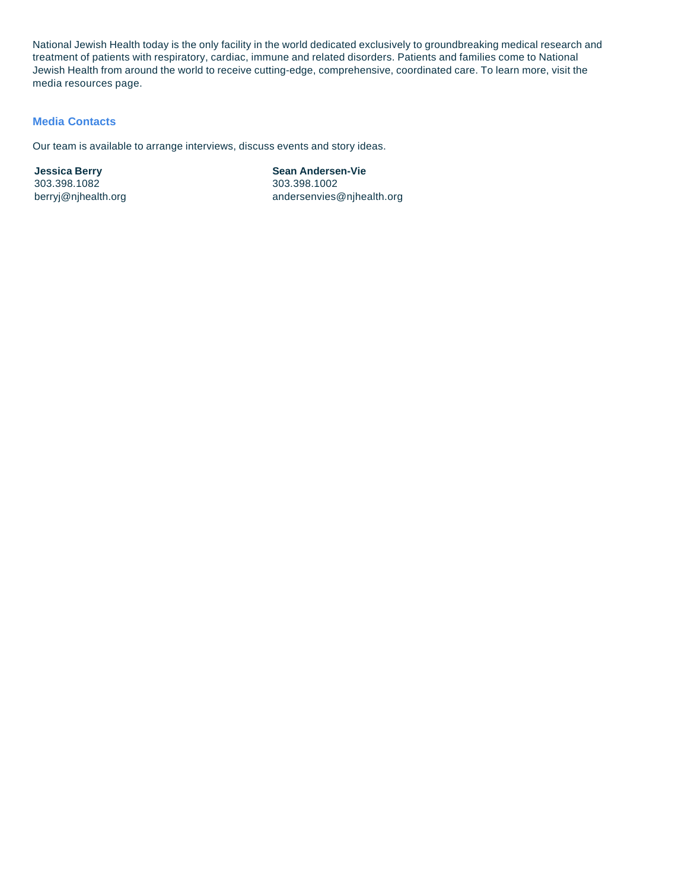National Jewish Health today is the only facility in the world dedicated exclusively to groundbreaking medical research and treatment of patients with respiratory, cardiac, immune and related disorders. Patients and families come to National Jewish Health from around the world to receive cutting-edge, comprehensive, coordinated care. To learn more, visit the media resources page.

## Media Contacts

Our team is available to arrange interviews, discuss events and story ideas.

**Jessica Berry**
303.398.1082
berryj@njhealth.org

**Sean Andersen-Vie**
303.398.1002
andersenvies@njhealth.org